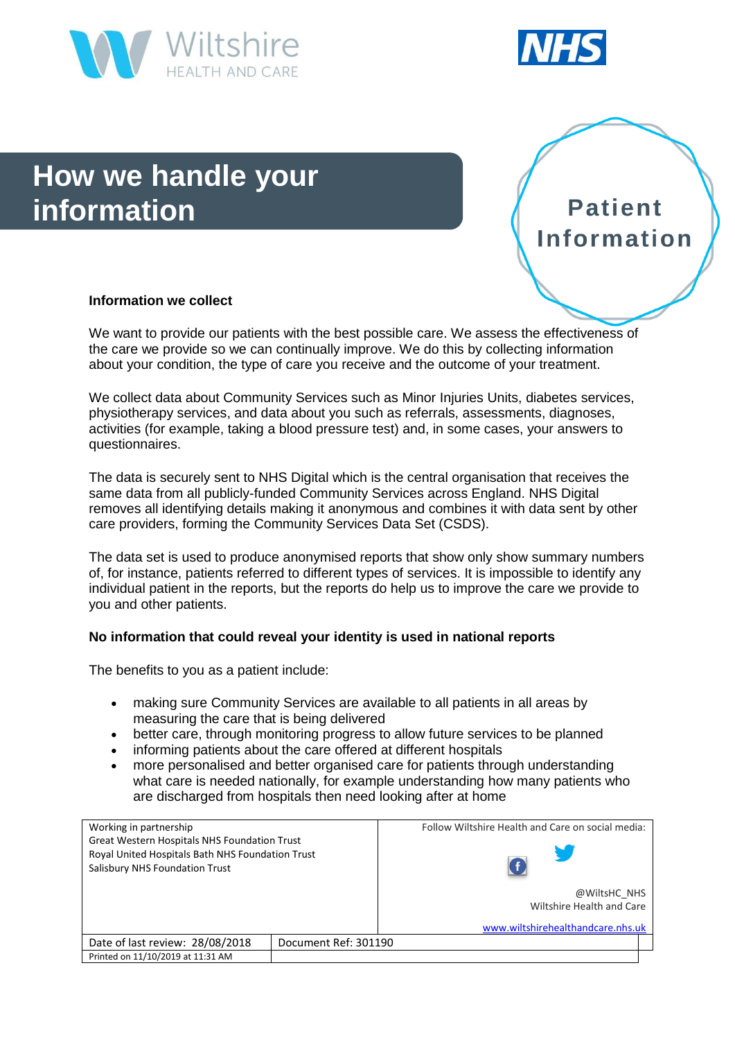# How we handle your information

**Patient Information**

### Information we collect

We want to provide our patients with the best possible care. We assess the effectiveness of the care we provide so we can continually improve. We do this by collecting information about your condition, the type of care you receive and the outcome of your treatment.

We collect data about Community Services such as Minor Injuries Units, diabetes services, physiotherapy services, and data about you such as referrals, assessments, diagnoses, activities (for example, taking a blood pressure test) and, in some cases, your answers to questionnaires.

The data is securely sent to NHS Digital which is the central organisation that receives the same data from all publicly-funded Community Services across England. NHS Digital removes all identifying details making it anonymous and combines it with data sent by other care providers, forming the Community Services Data Set (CSDS).

The data set is used to produce anonymised reports that show only show summary numbers of, for instance, patients referred to different types of services. It is impossible to identify any individual patient in the reports, but the reports do help us to improve the care we provide to you and other patients.

### No information that could reveal your identity is used in national reports

The benefits to you as a patient include:

- making sure Community Services are available to all patients in all areas by measuring the care that is being delivered
- better care, through monitoring progress to allow future services to be planned
- informing patients about the care offered at different hospitals
- more personalised and better organised care for patients through understanding what care is needed nationally, for example understanding how many patients who are discharged from hospitals then need looking after at home

| Working in partnership<br>Great Western Hospitals NHS Foundation Trust<br>Royal United Hospitals Bath NHS Foundation Trust<br>Salisbury NHS Foundation Trust | | Follow Wiltshire Health and Care on social media:<br>@WiltsHC_NHS<br>Wiltshire Health and Care<br>www.wiltshirehealthandcare.nhs.uk |
|---|---|---|
| Date of last review: 28/08/2018 | Document Ref: 301190 | |
| Printed on 11/10/2019 at 11:31 AM | | |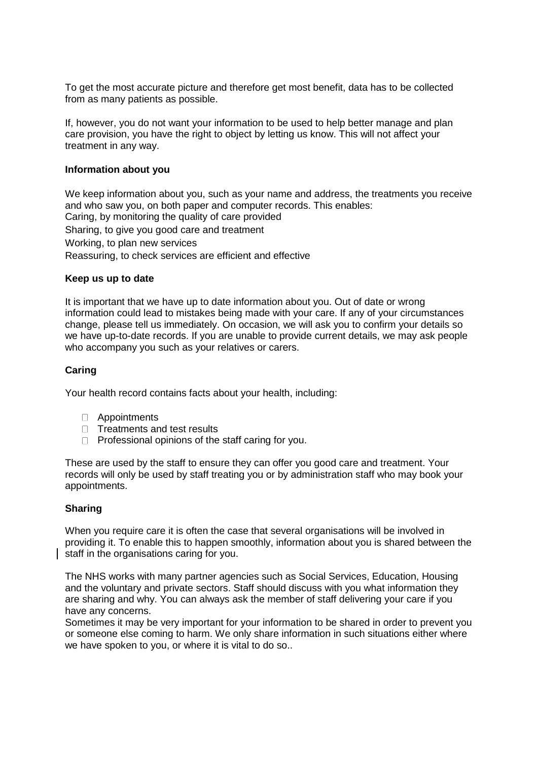To get the most accurate picture and therefore get most benefit, data has to be collected from as many patients as possible.

If, however, you do not want your information to be used to help better manage and plan care provision, you have the right to object by letting us know. This will not affect your treatment in any way.

**Information about you**

We keep information about you, such as your name and address, the treatments you receive and who saw you, on both paper and computer records. This enables:
Caring, by monitoring the quality of care provided
Sharing, to give you good care and treatment
Working, to plan new services
Reassuring, to check services are efficient and effective

**Keep us up to date**

It is important that we have up to date information about you. Out of date or wrong information could lead to mistakes being made with your care. If any of your circumstances change, please tell us immediately. On occasion, we will ask you to confirm your details so we have up-to-date records. If you are unable to provide current details, we may ask people who accompany you such as your relatives or carers.

**Caring**

Your health record contains facts about your health, including:

- Appointments
- Treatments and test results
- Professional opinions of the staff caring for you.

These are used by the staff to ensure they can offer you good care and treatment. Your records will only be used by staff treating you or by administration staff who may book your appointments.

**Sharing**

When you require care it is often the case that several organisations will be involved in providing it. To enable this to happen smoothly, information about you is shared between the staff in the organisations caring for you.

The NHS works with many partner agencies such as Social Services, Education, Housing and the voluntary and private sectors. Staff should discuss with you what information they are sharing and why. You can always ask the member of staff delivering your care if you have any concerns.
Sometimes it may be very important for your information to be shared in order to prevent you or someone else coming to harm. We only share information in such situations either where we have spoken to you, or where it is vital to do so..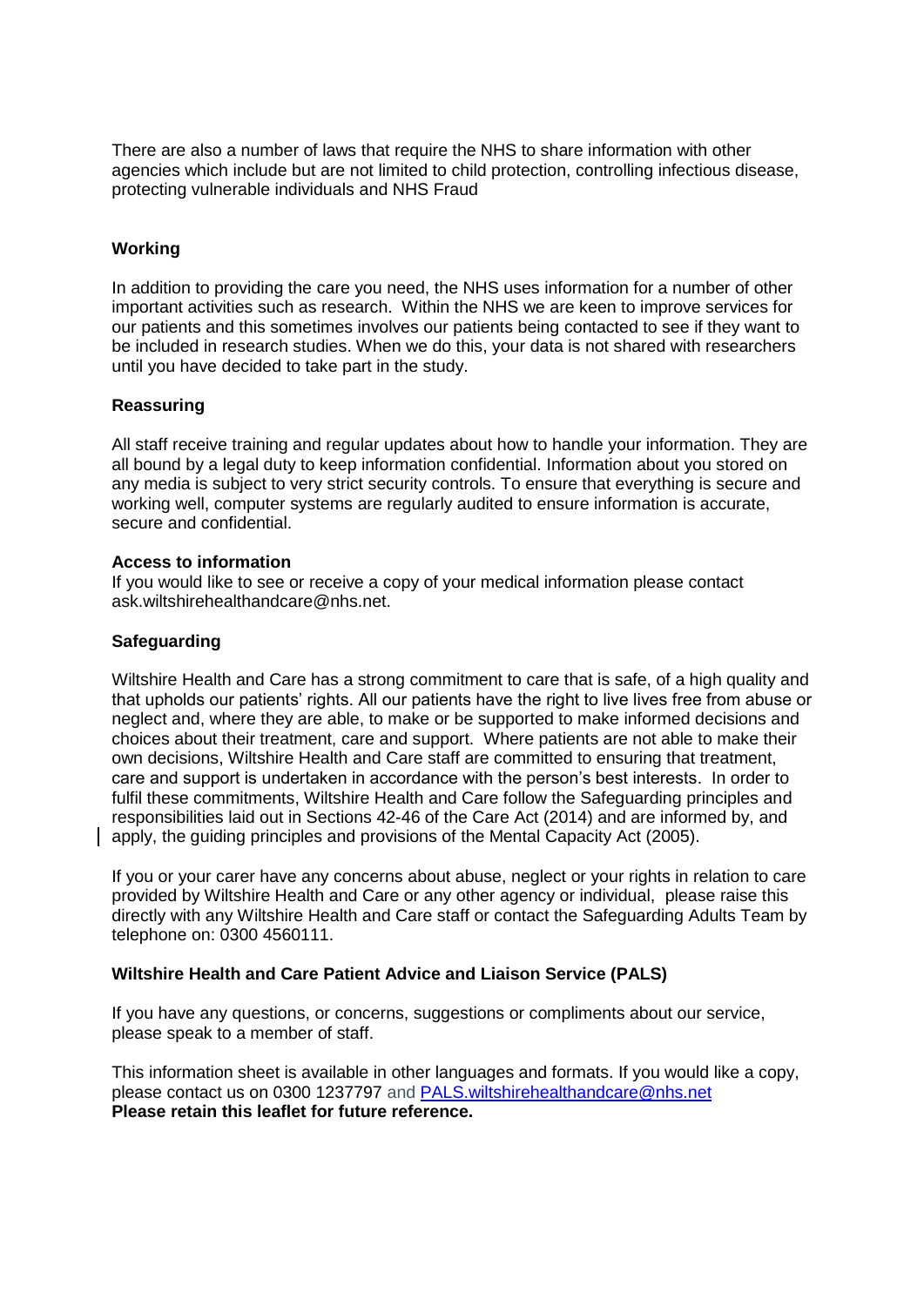There are also a number of laws that require the NHS to share information with other agencies which include but are not limited to child protection, controlling infectious disease, protecting vulnerable individuals and NHS Fraud

**Working**

In addition to providing the care you need, the NHS uses information for a number of other important activities such as research. Within the NHS we are keen to improve services for our patients and this sometimes involves our patients being contacted to see if they want to be included in research studies. When we do this, your data is not shared with researchers until you have decided to take part in the study.

**Reassuring**

All staff receive training and regular updates about how to handle your information. They are all bound by a legal duty to keep information confidential. Information about you stored on any media is subject to very strict security controls. To ensure that everything is secure and working well, computer systems are regularly audited to ensure information is accurate, secure and confidential.

**Access to information**

If you would like to see or receive a copy of your medical information please contact ask.wiltshirehealthandcare@nhs.net.

**Safeguarding**

Wiltshire Health and Care has a strong commitment to care that is safe, of a high quality and that upholds our patients' rights. All our patients have the right to live lives free from abuse or neglect and, where they are able, to make or be supported to make informed decisions and choices about their treatment, care and support. Where patients are not able to make their own decisions, Wiltshire Health and Care staff are committed to ensuring that treatment, care and support is undertaken in accordance with the person's best interests. In order to fulfil these commitments, Wiltshire Health and Care follow the Safeguarding principles and responsibilities laid out in Sections 42-46 of the Care Act (2014) and are informed by, and apply, the guiding principles and provisions of the Mental Capacity Act (2005).

If you or your carer have any concerns about abuse, neglect or your rights in relation to care provided by Wiltshire Health and Care or any other agency or individual, please raise this directly with any Wiltshire Health and Care staff or contact the Safeguarding Adults Team by telephone on: 0300 4560111.

**Wiltshire Health and Care Patient Advice and Liaison Service (PALS)**

If you have any questions, or concerns, suggestions or compliments about our service, please speak to a member of staff.

This information sheet is available in other languages and formats. If you would like a copy, please contact us on 0300 1237797 and PALS.wiltshirehealthandcare@nhs.net

**Please retain this leaflet for future reference.**